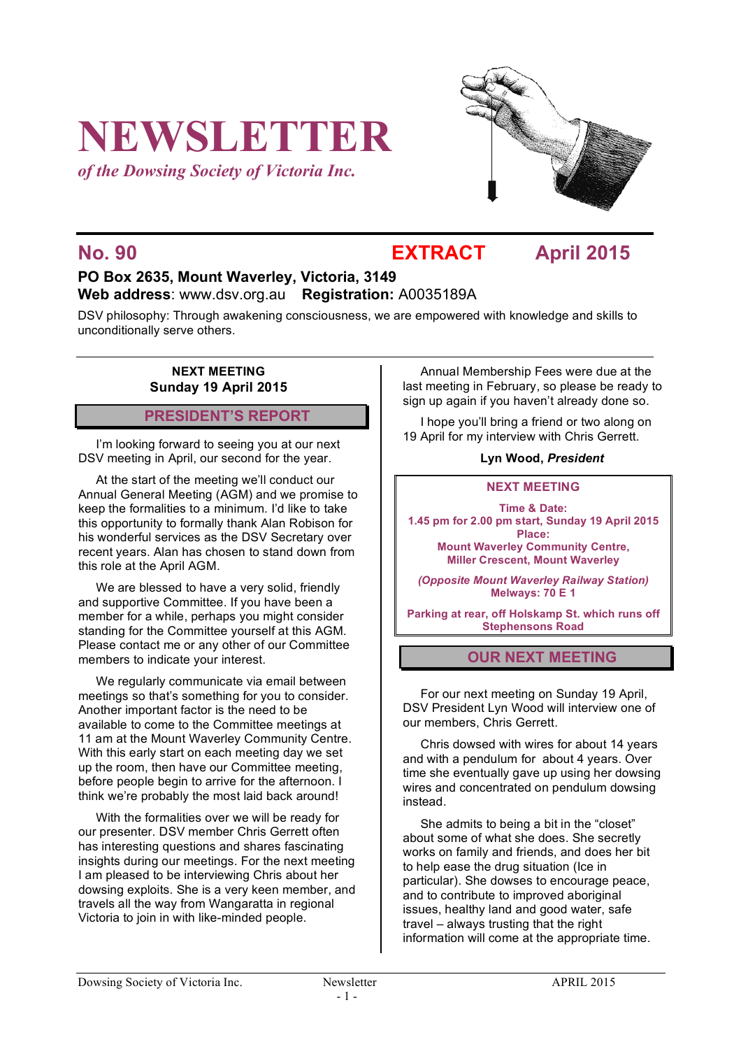# NEWSLETTER

*of the Dowsing Society of Victoria Inc.*

## No. 90 EXTRACT April 2015

**PO Box 2635, Mount Waverley, Victoria, 3149**
**Web address**: www.dsv.org.au **Registration:** A0035189A

DSV philosophy: Through awakening consciousness, we are empowered with knowledge and skills to unconditionally serve others.

**NEXT MEETING**
**Sunday 19 April 2015**

## PRESIDENT'S REPORT

I'm looking forward to seeing you at our next DSV meeting in April, our second for the year.

At the start of the meeting we'll conduct our Annual General Meeting (AGM) and we promise to keep the formalities to a minimum. I'd like to take this opportunity to formally thank Alan Robison for his wonderful services as the DSV Secretary over recent years. Alan has chosen to stand down from this role at the April AGM.

We are blessed to have a very solid, friendly and supportive Committee. If you have been a member for a while, perhaps you might consider standing for the Committee yourself at this AGM. Please contact me or any other of our Committee members to indicate your interest.

We regularly communicate via email between meetings so that's something for you to consider. Another important factor is the need to be available to come to the Committee meetings at 11 am at the Mount Waverley Community Centre. With this early start on each meeting day we set up the room, then have our Committee meeting, before people begin to arrive for the afternoon. I think we're probably the most laid back around!

With the formalities over we will be ready for our presenter. DSV member Chris Gerrett often has interesting questions and shares fascinating insights during our meetings. For the next meeting I am pleased to be interviewing Chris about her dowsing exploits. She is a very keen member, and travels all the way from Wangaratta in regional Victoria to join in with like-minded people.

Annual Membership Fees were due at the last meeting in February, so please be ready to sign up again if you haven't already done so.

I hope you'll bring a friend or two along on 19 April for my interview with Chris Gerrett.

**Lyn Wood, *President***

**NEXT MEETING**

**Time & Date:**
**1.45 pm for 2.00 pm start, Sunday 19 April 2015**
**Place:**
**Mount Waverley Community Centre, Miller Crescent, Mount Waverley**

***(Opposite Mount Waverley Railway Station)***
**Melways: 70 E 1**

**Parking at rear, off Holskamp St. which runs off Stephensons Road**

## OUR NEXT MEETING

For our next meeting on Sunday 19 April, DSV President Lyn Wood will interview one of our members, Chris Gerrett.

Chris dowsed with wires for about 14 years and with a pendulum for about 4 years. Over time she eventually gave up using her dowsing wires and concentrated on pendulum dowsing instead.

She admits to being a bit in the "closet" about some of what she does. She secretly works on family and friends, and does her bit to help ease the drug situation (Ice in particular). She dowses to encourage peace, and to contribute to improved aboriginal issues, healthy land and good water, safe travel – always trusting that the right information will come at the appropriate time.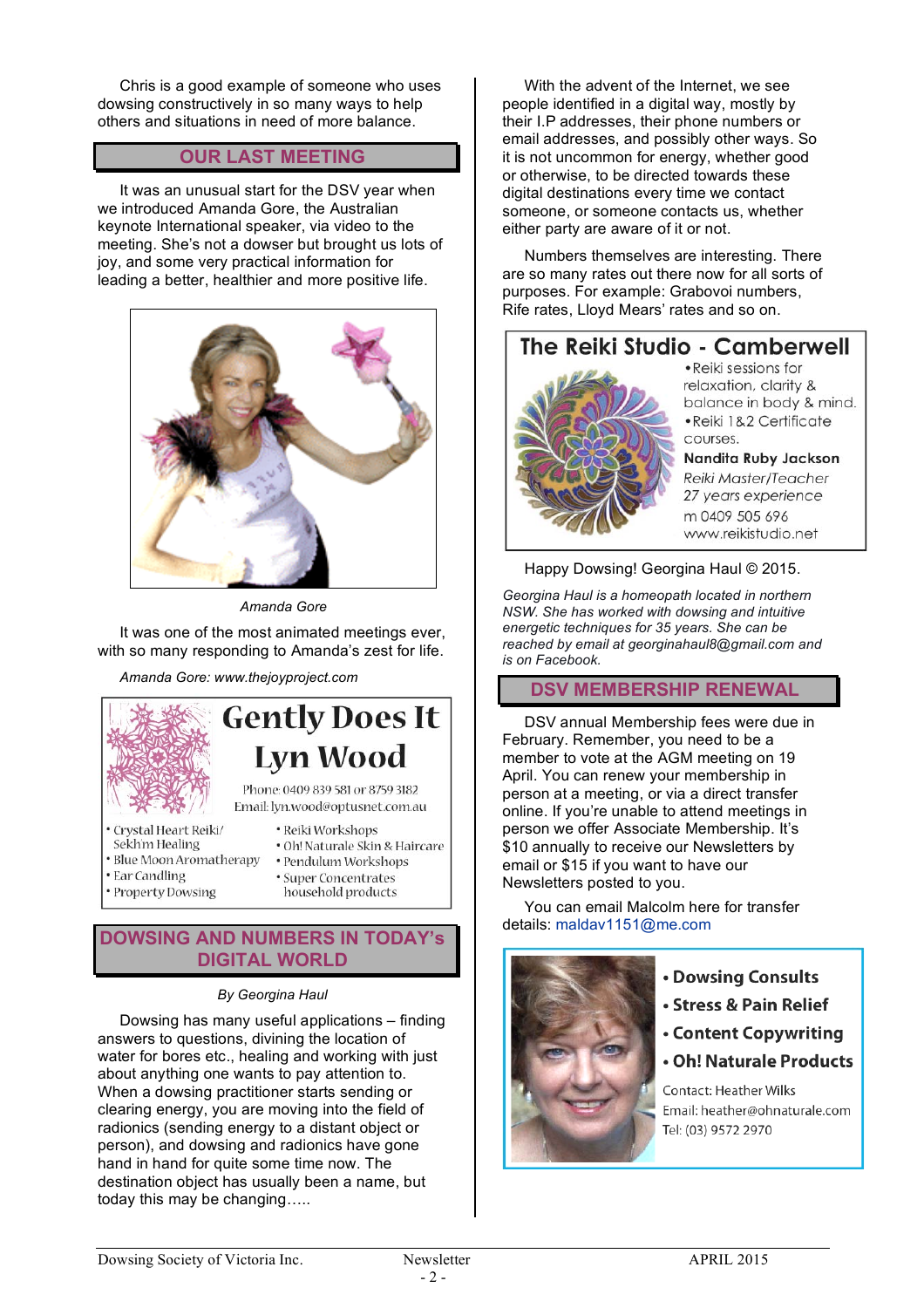Chris is a good example of someone who uses dowsing constructively in so many ways to help others and situations in need of more balance.

## OUR LAST MEETING

It was an unusual start for the DSV year when we introduced Amanda Gore, the Australian keynote International speaker, via video to the meeting. She's not a dowser but brought us lots of joy, and some very practical information for leading a better, healthier and more positive life.

*Amanda Gore*

It was one of the most animated meetings ever, with so many responding to Amanda's zest for life.

*Amanda Gore: www.thejoyproject.com*

**Gently Does It**
**Lyn Wood**
Phone: 0409 839 581 or 8759 3182
Email: lyn.wood@optusnet.com.au

- Crystal Heart Reiki/ Sekh'm Healing
- Blue Moon Aromatherapy
- Ear Candling
- Property Dowsing
- Reiki Workshops
- Oh! Naturale Skin & Haircare
- Pendulum Workshops
- Super Concentrates household products

## DOWSING AND NUMBERS IN TODAY'S DIGITAL WORLD

*By Georgina Haul*

Dowsing has many useful applications – finding answers to questions, divining the location of water for bores etc., healing and working with just about anything one wants to pay attention to. When a dowsing practitioner starts sending or clearing energy, you are moving into the field of radionics (sending energy to a distant object or person), and dowsing and radionics have gone hand in hand for quite some time now. The destination object has usually been a name, but today this may be changing…..

With the advent of the Internet, we see people identified in a digital way, mostly by their I.P addresses, their phone numbers or email addresses, and possibly other ways. So it is not uncommon for energy, whether good or otherwise, to be directed towards these digital destinations every time we contact someone, or someone contacts us, whether either party are aware of it or not.

Numbers themselves are interesting. There are so many rates out there now for all sorts of purposes. For example: Grabovoi numbers, Rife rates, Lloyd Mears' rates and so on.

**The Reiki Studio - Camberwell**

- Reiki sessions for relaxation, clarity & balance in body & mind.
- Reiki 1&2 Certificate courses.

**Nandita Ruby Jackson**
*Reiki Master/Teacher*
*27 years experience*
m 0409 505 696
www.reikistudio.net

Happy Dowsing! Georgina Haul © 2015.

*Georgina Haul is a homeopath located in northern NSW. She has worked with dowsing and intuitive energetic techniques for 35 years. She can be reached by email at georginahaul8@gmail.com and is on Facebook.*

## DSV MEMBERSHIP RENEWAL

DSV annual Membership fees were due in February. Remember, you need to be a member to vote at the AGM meeting on 19 April. You can renew your membership in person at a meeting, or via a direct transfer online. If you're unable to attend meetings in person we offer Associate Membership. It's $10 annually to receive our Newsletters by email or $15 if you want to have our Newsletters posted to you.

You can email Malcolm here for transfer details: maldav1151@me.com

- **Dowsing Consults**
- **Stress & Pain Relief**
- **Content Copywriting**
- **Oh! Naturale Products**

Contact: Heather Wilks
Email: heather@ohnaturale.com
Tel: (03) 9572 2970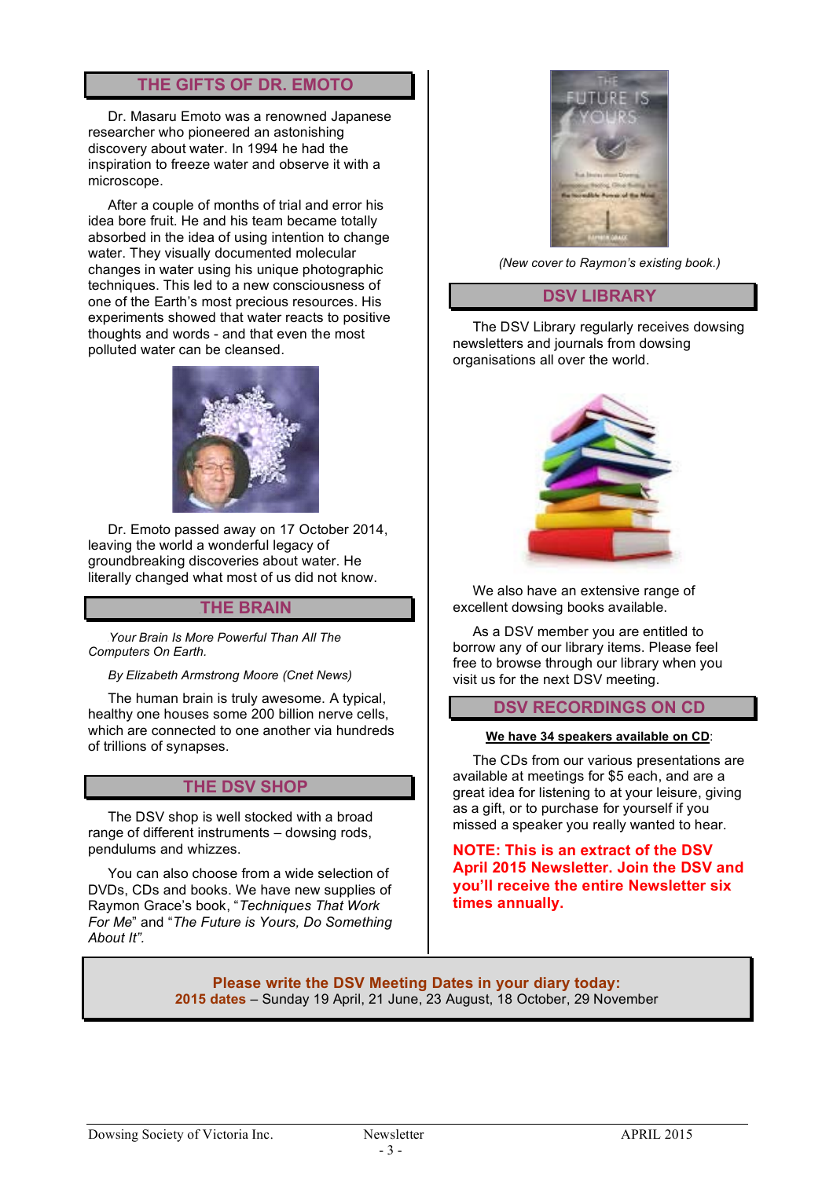## THE GIFTS OF DR. EMOTO

Dr. Masaru Emoto was a renowned Japanese researcher who pioneered an astonishing discovery about water. In 1994 he had the inspiration to freeze water and observe it with a microscope.

After a couple of months of trial and error his idea bore fruit. He and his team became totally absorbed in the idea of using intention to change water. They visually documented molecular changes in water using his unique photographic techniques. This led to a new consciousness of one of the Earth's most precious resources. His experiments showed that water reacts to positive thoughts and words - and that even the most polluted water can be cleansed.

Dr. Emoto passed away on 17 October 2014, leaving the world a wonderful legacy of groundbreaking discoveries about water. He literally changed what most of us did not know.

## THE BRAIN

*Your Brain Is More Powerful Than All The Computers On Earth.*

*By Elizabeth Armstrong Moore (Cnet News)*

The human brain is truly awesome. A typical, healthy one houses some 200 billion nerve cells, which are connected to one another via hundreds of trillions of synapses.

## THE DSV SHOP

The DSV shop is well stocked with a broad range of different instruments – dowsing rods, pendulums and whizzes.

You can also choose from a wide selection of DVDs, CDs and books. We have new supplies of Raymon Grace's book, "*Techniques That Work For Me*" and "*The Future is Yours, Do Something About It".*

*(New cover to Raymon's existing book.)*

## DSV LIBRARY

The DSV Library regularly receives dowsing newsletters and journals from dowsing organisations all over the world.

We also have an extensive range of excellent dowsing books available.

As a DSV member you are entitled to borrow any of our library items. Please feel free to browse through our library when you visit us for the next DSV meeting.

## DSV RECORDINGS ON CD

**We have 34 speakers available on CD**:

The CDs from our various presentations are available at meetings for $5 each, and are a great idea for listening to at your leisure, giving as a gift, or to purchase for yourself if you missed a speaker you really wanted to hear.

**NOTE: This is an extract of the DSV April 2015 Newsletter. Join the DSV and you'll receive the entire Newsletter six times annually.**

**Please write the DSV Meeting Dates in your diary today:**
**2015 dates** – Sunday 19 April, 21 June, 23 August, 18 October, 29 November